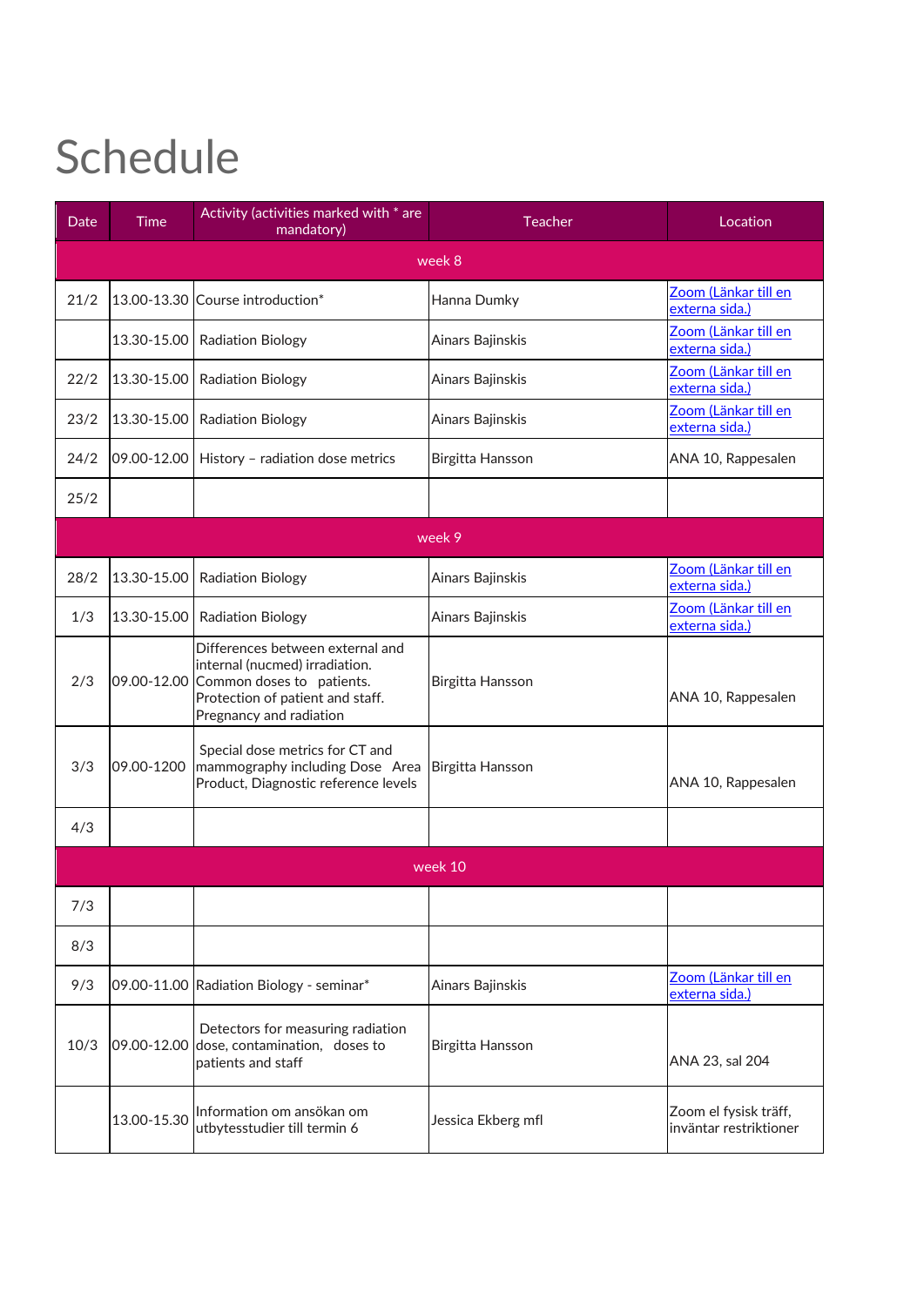# Schedule

| Date | Time | Activity (activities marked with * are mandatory) | Teacher | Location |
|---|---|---|---|---|
| week 8 | | | | |
| 21/2 | 13.00-13.30 | Course introduction* | Hanna Dumky | Zoom (Länkar till en externa sida.) |
| | 13.30-15.00 | Radiation Biology | Ainars Bajinskis | Zoom (Länkar till en externa sida.) |
| 22/2 | 13.30-15.00 | Radiation Biology | Ainars Bajinskis | Zoom (Länkar till en externa sida.) |
| 23/2 | 13.30-15.00 | Radiation Biology | Ainars Bajinskis | Zoom (Länkar till en externa sida.) |
| 24/2 | 09.00-12.00 | History – radiation dose metrics | Birgitta Hansson | ANA 10, Rappesalen |
| 25/2 | | | | |
| week 9 | | | | |
| 28/2 | 13.30-15.00 | Radiation Biology | Ainars Bajinskis | Zoom (Länkar till en externa sida.) |
| 1/3 | 13.30-15.00 | Radiation Biology | Ainars Bajinskis | Zoom (Länkar till en externa sida.) |
| 2/3 | 09.00-12.00 | Differences between external and internal (nucmed) irradiation. Common doses to patients. Protection of patient and staff. Pregnancy and radiation | Birgitta Hansson | ANA 10, Rappesalen |
| 3/3 | 09.00-1200 | Special dose metrics for CT and mammography including Dose Area Product, Diagnostic reference levels | Birgitta Hansson | ANA 10, Rappesalen |
| 4/3 | | | | |
| week 10 | | | | |
| 7/3 | | | | |
| 8/3 | | | | |
| 9/3 | 09.00-11.00 | Radiation Biology - seminar* | Ainars Bajinskis | Zoom (Länkar till en externa sida.) |
| 10/3 | 09.00-12.00 | Detectors for measuring radiation dose, contamination, doses to patients and staff | Birgitta Hansson | ANA 23, sal 204 |
| | 13.00-15.30 | Information om ansökan om utbytesstudier till termin 6 | Jessica Ekberg mfl | Zoom el fysisk träff, inväntar restriktioner |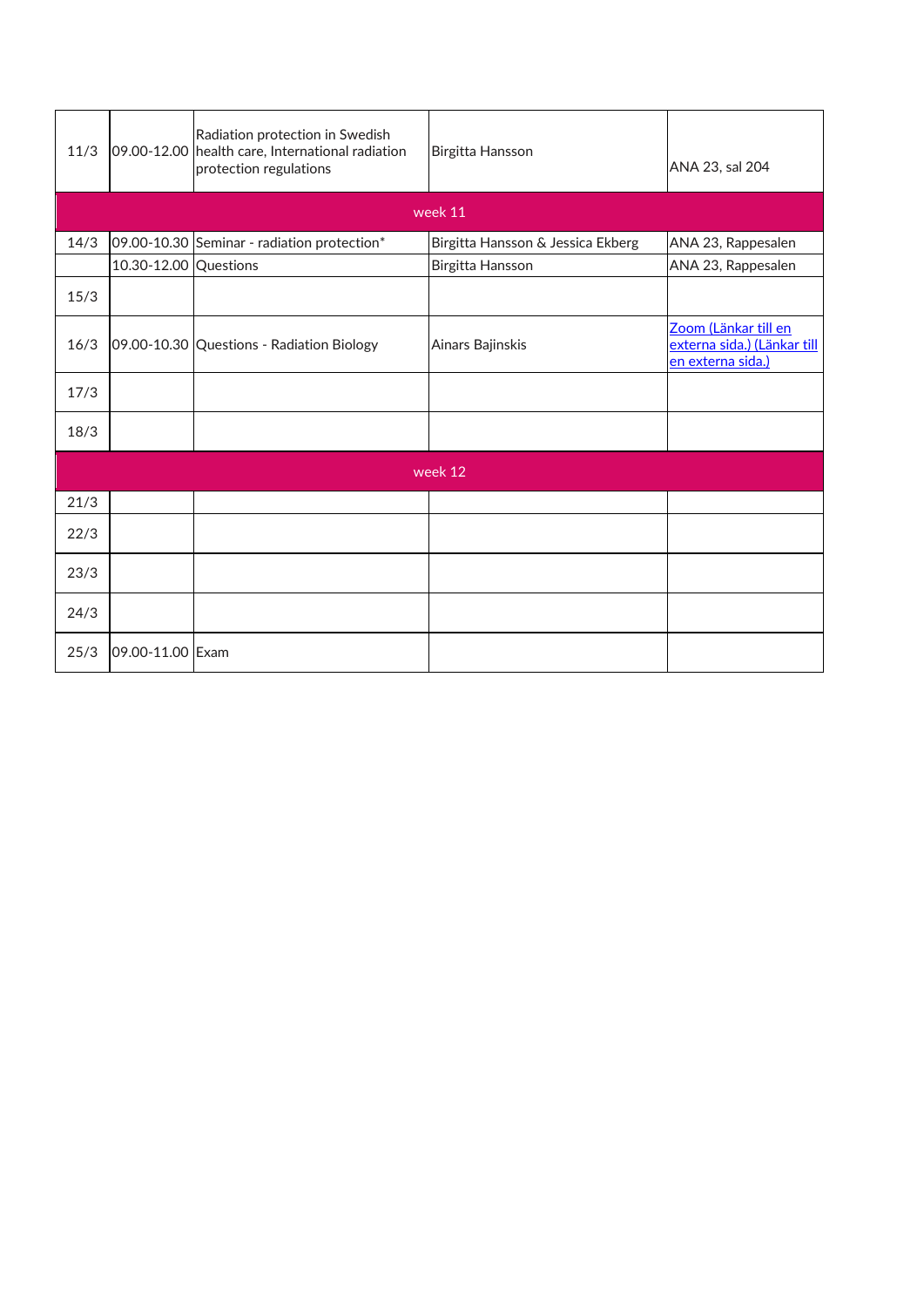| | | | | |
|---|---|---|---|---|
| 11/3 | 09.00-12.00 | Radiation protection in Swedish health care, International radiation protection regulations | Birgitta Hansson | ANA 23, sal 204 |
| week 11 | | | | |
| 14/3 | 09.00-10.30 | Seminar - radiation protection* | Birgitta Hansson & Jessica Ekberg | ANA 23, Rappesalen |
| | 10.30-12.00 | Questions | Birgitta Hansson | ANA 23, Rappesalen |
| 15/3 | | | | |
| 16/3 | 09.00-10.30 | Questions - Radiation Biology | Ainars Bajinskis | Zoom (Länkar till en externa sida.) (Länkar till en externa sida.) |
| 17/3 | | | | |
| 18/3 | | | | |
| week 12 | | | | |
| 21/3 | | | | |
| 22/3 | | | | |
| 23/3 | | | | |
| 24/3 | | | | |
| 25/3 | 09.00-11.00 | Exam | | |